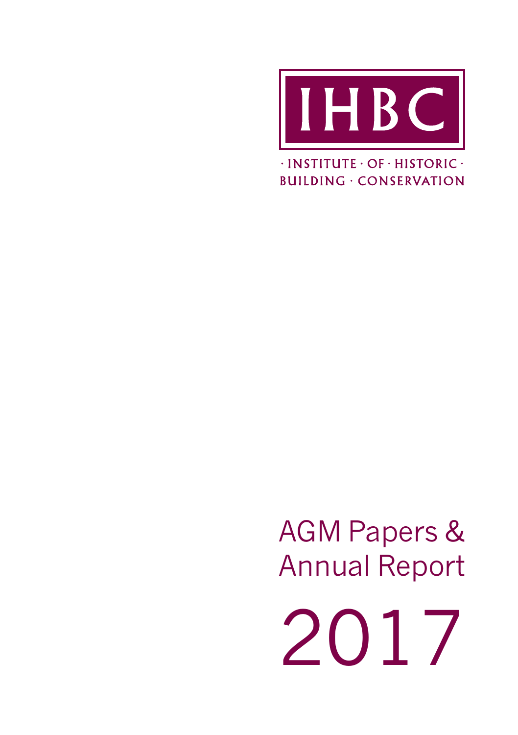IHBC

· INSTITUTE · OF · HISTORIC · BUILDING · CONSERVATION

# AGM Papers & Annual Report

# 2017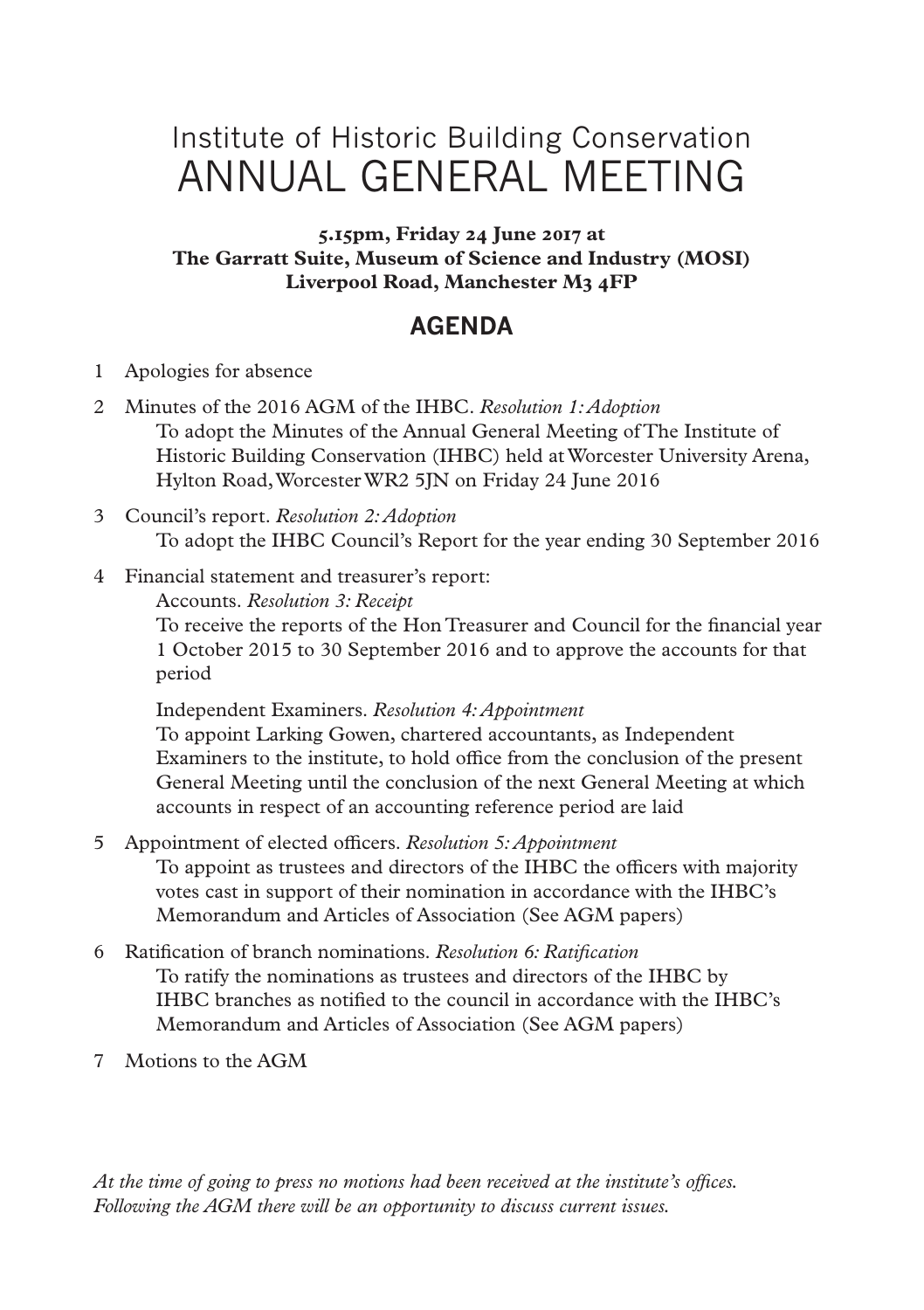# Institute of Historic Building Conservation
# ANNUAL GENERAL MEETING

**5.15pm, Friday 24 June 2017 at**
**The Garratt Suite, Museum of Science and Industry (MOSI)**
**Liverpool Road, Manchester M3 4FP**

## AGENDA

1 Apologies for absence

2 Minutes of the 2016 AGM of the IHBC. *Resolution 1: Adoption*
To adopt the Minutes of the Annual General Meeting of The Institute of Historic Building Conservation (IHBC) held at Worcester University Arena, Hylton Road, Worcester WR2 5JN on Friday 24 June 2016

3 Council's report. *Resolution 2: Adoption*
To adopt the IHBC Council's Report for the year ending 30 September 2016

4 Financial statement and treasurer's report:
Accounts. *Resolution 3: Receipt*
To receive the reports of the Hon Treasurer and Council for the financial year 1 October 2015 to 30 September 2016 and to approve the accounts for that period

Independent Examiners. *Resolution 4: Appointment*
To appoint Larking Gowen, chartered accountants, as Independent Examiners to the institute, to hold office from the conclusion of the present General Meeting until the conclusion of the next General Meeting at which accounts in respect of an accounting reference period are laid

5 Appointment of elected officers. *Resolution 5: Appointment*
To appoint as trustees and directors of the IHBC the officers with majority votes cast in support of their nomination in accordance with the IHBC's Memorandum and Articles of Association (See AGM papers)

6 Ratification of branch nominations. *Resolution 6: Ratification*
To ratify the nominations as trustees and directors of the IHBC by IHBC branches as notified to the council in accordance with the IHBC's Memorandum and Articles of Association (See AGM papers)

7 Motions to the AGM

*At the time of going to press no motions had been received at the institute's offices.*
*Following the AGM there will be an opportunity to discuss current issues.*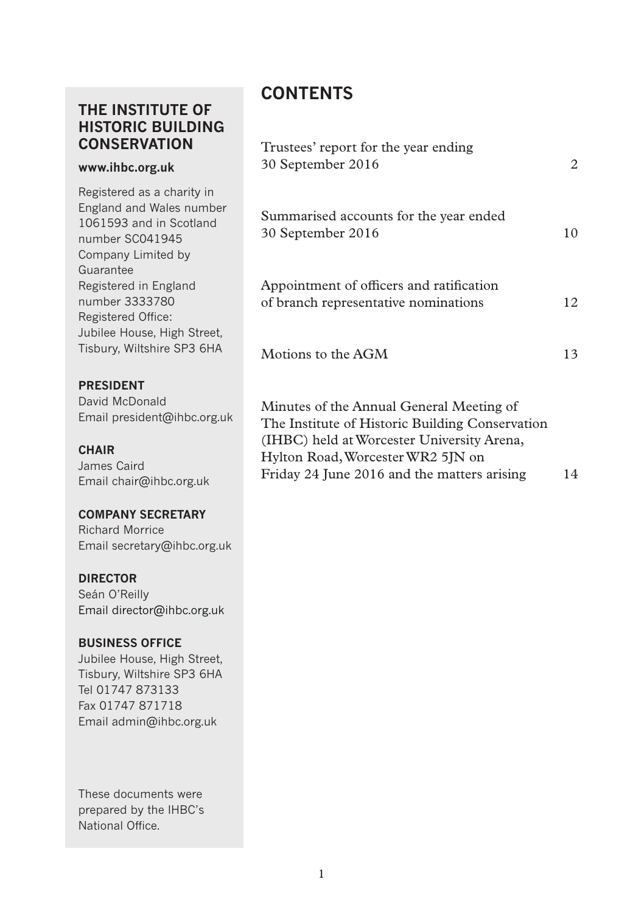## THE INSTITUTE OF HISTORIC BUILDING CONSERVATION

**www.ihbc.org.uk**

Registered as a charity in England and Wales number 1061593 and in Scotland number SC041945
Company Limited by Guarantee
Registered in England number 3333780
Registered Office:
Jubilee House, High Street, Tisbury, Wiltshire SP3 6HA

**PRESIDENT**
David McDonald
Email president@ihbc.org.uk

**CHAIR**
James Caird
Email chair@ihbc.org.uk

**COMPANY SECRETARY**
Richard Morrice
Email secretary@ihbc.org.uk

**DIRECTOR**
Seán O'Reilly
Email director@ihbc.org.uk

**BUSINESS OFFICE**
Jubilee House, High Street, Tisbury, Wiltshire SP3 6HA
Tel 01747 873133
Fax 01747 871718
Email admin@ihbc.org.uk

These documents were prepared by the IHBC's National Office.

# CONTENTS

| | |
|---|---|
| Trustees' report for the year ending 30 September 2016 | 2 |
| Summarised accounts for the year ended 30 September 2016 | 10 |
| Appointment of officers and ratification of branch representative nominations | 12 |
| Motions to the AGM | 13 |
| Minutes of the Annual General Meeting of The Institute of Historic Building Conservation (IHBC) held at Worcester University Arena, Hylton Road, Worcester WR2 5JN on Friday 24 June 2016 and the matters arising | 14 |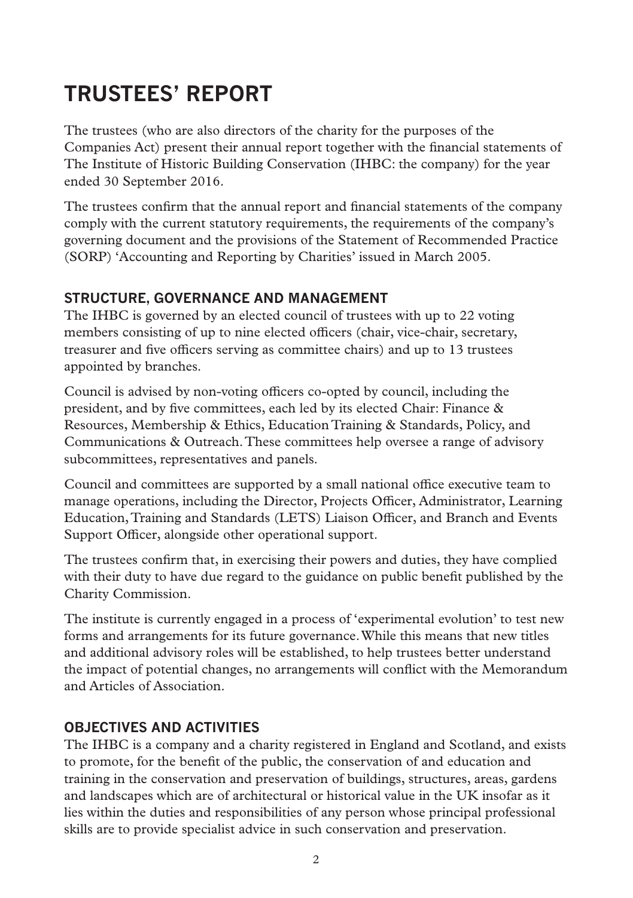# TRUSTEES' REPORT

The trustees (who are also directors of the charity for the purposes of the Companies Act) present their annual report together with the financial statements of The Institute of Historic Building Conservation (IHBC: the company) for the year ended 30 September 2016.

The trustees confirm that the annual report and financial statements of the company comply with the current statutory requirements, the requirements of the company's governing document and the provisions of the Statement of Recommended Practice (SORP) 'Accounting and Reporting by Charities' issued in March 2005.

## STRUCTURE, GOVERNANCE AND MANAGEMENT

The IHBC is governed by an elected council of trustees with up to 22 voting members consisting of up to nine elected officers (chair, vice-chair, secretary, treasurer and five officers serving as committee chairs) and up to 13 trustees appointed by branches.

Council is advised by non-voting officers co-opted by council, including the president, and by five committees, each led by its elected Chair: Finance & Resources, Membership & Ethics, Education Training & Standards, Policy, and Communications & Outreach. These committees help oversee a range of advisory subcommittees, representatives and panels.

Council and committees are supported by a small national office executive team to manage operations, including the Director, Projects Officer, Administrator, Learning Education, Training and Standards (LETS) Liaison Officer, and Branch and Events Support Officer, alongside other operational support.

The trustees confirm that, in exercising their powers and duties, they have complied with their duty to have due regard to the guidance on public benefit published by the Charity Commission.

The institute is currently engaged in a process of 'experimental evolution' to test new forms and arrangements for its future governance. While this means that new titles and additional advisory roles will be established, to help trustees better understand the impact of potential changes, no arrangements will conflict with the Memorandum and Articles of Association.

## OBJECTIVES AND ACTIVITIES

The IHBC is a company and a charity registered in England and Scotland, and exists to promote, for the benefit of the public, the conservation of and education and training in the conservation and preservation of buildings, structures, areas, gardens and landscapes which are of architectural or historical value in the UK insofar as it lies within the duties and responsibilities of any person whose principal professional skills are to provide specialist advice in such conservation and preservation.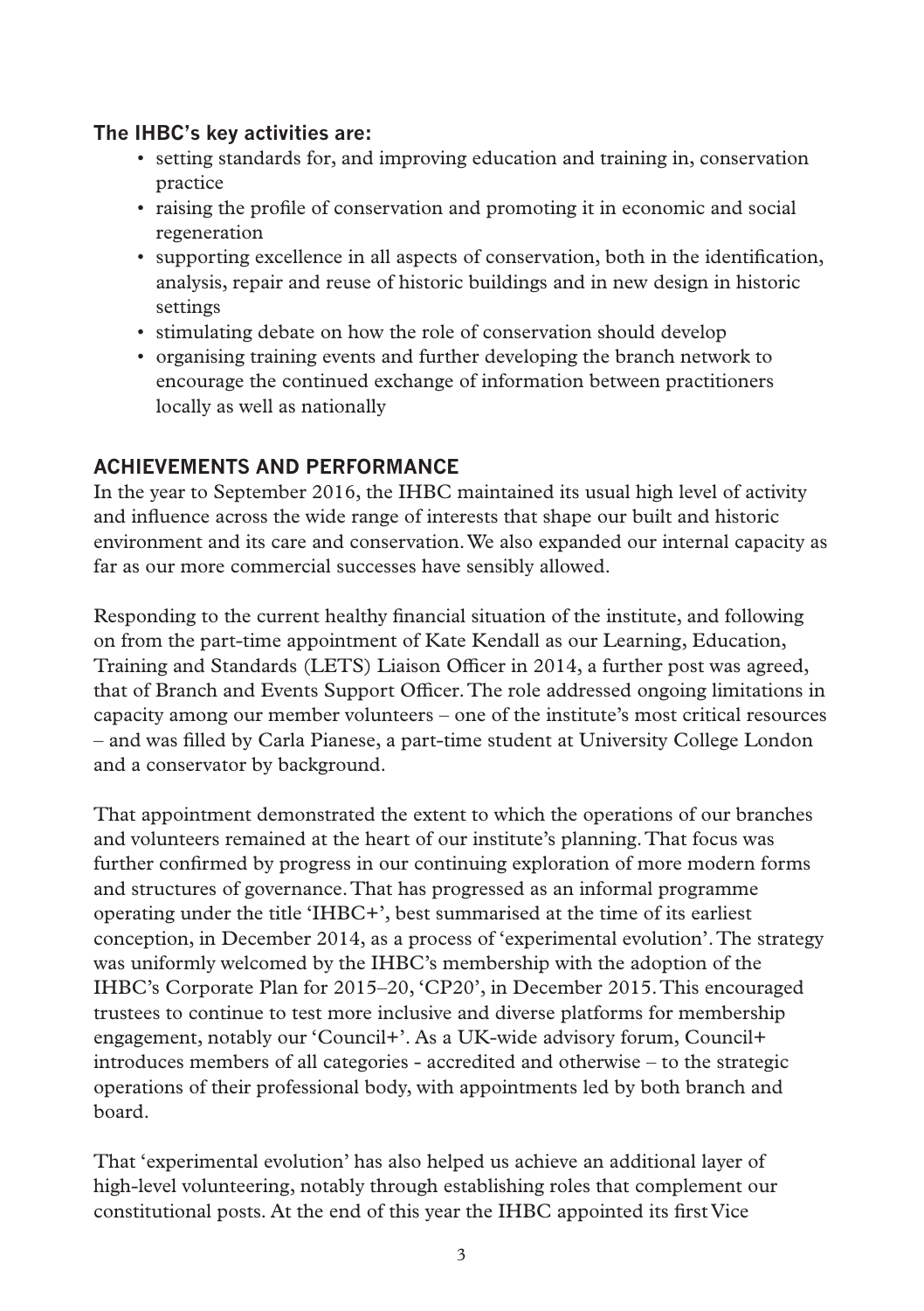### The IHBC's key activities are:

- setting standards for, and improving education and training in, conservation practice
- raising the profile of conservation and promoting it in economic and social regeneration
- supporting excellence in all aspects of conservation, both in the identification, analysis, repair and reuse of historic buildings and in new design in historic settings
- stimulating debate on how the role of conservation should develop
- organising training events and further developing the branch network to encourage the continued exchange of information between practitioners locally as well as nationally

## ACHIEVEMENTS AND PERFORMANCE

In the year to September 2016, the IHBC maintained its usual high level of activity and influence across the wide range of interests that shape our built and historic environment and its care and conservation. We also expanded our internal capacity as far as our more commercial successes have sensibly allowed.

Responding to the current healthy financial situation of the institute, and following on from the part-time appointment of Kate Kendall as our Learning, Education, Training and Standards (LETS) Liaison Officer in 2014, a further post was agreed, that of Branch and Events Support Officer. The role addressed ongoing limitations in capacity among our member volunteers – one of the institute's most critical resources – and was filled by Carla Pianese, a part-time student at University College London and a conservator by background.

That appointment demonstrated the extent to which the operations of our branches and volunteers remained at the heart of our institute's planning. That focus was further confirmed by progress in our continuing exploration of more modern forms and structures of governance. That has progressed as an informal programme operating under the title 'IHBC+', best summarised at the time of its earliest conception, in December 2014, as a process of 'experimental evolution'. The strategy was uniformly welcomed by the IHBC's membership with the adoption of the IHBC's Corporate Plan for 2015–20, 'CP20', in December 2015. This encouraged trustees to continue to test more inclusive and diverse platforms for membership engagement, notably our 'Council+'. As a UK-wide advisory forum, Council+ introduces members of all categories - accredited and otherwise – to the strategic operations of their professional body, with appointments led by both branch and board.

That 'experimental evolution' has also helped us achieve an additional layer of high-level volunteering, notably through establishing roles that complement our constitutional posts. At the end of this year the IHBC appointed its first Vice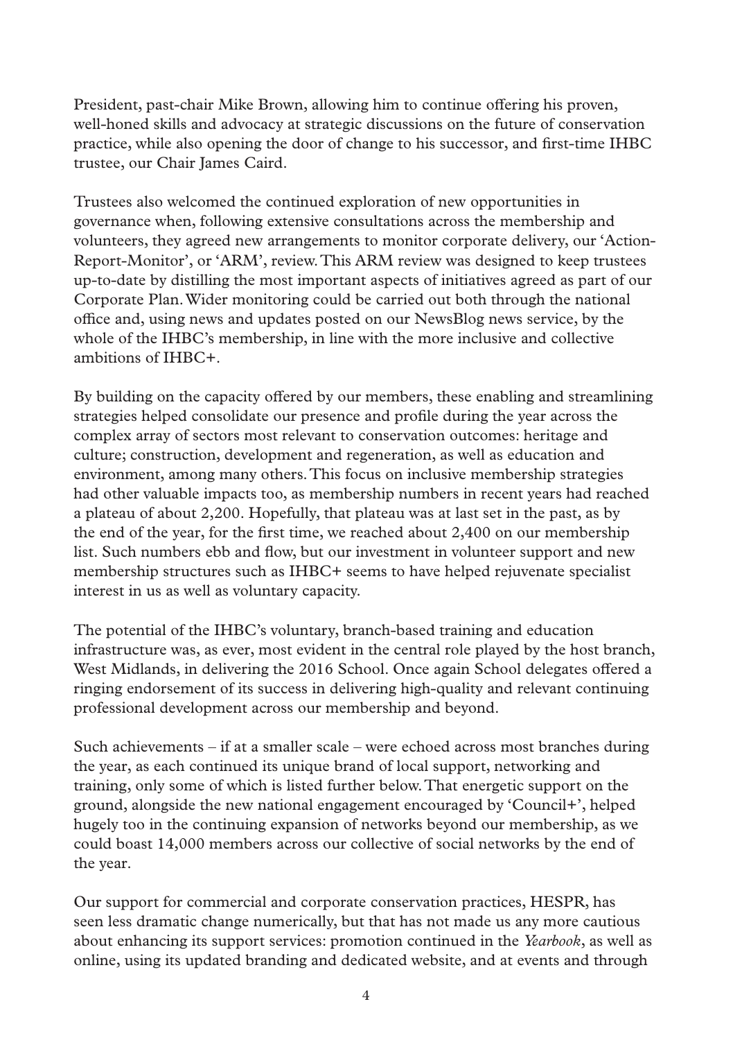President, past-chair Mike Brown, allowing him to continue offering his proven, well-honed skills and advocacy at strategic discussions on the future of conservation practice, while also opening the door of change to his successor, and first-time IHBC trustee, our Chair James Caird.

Trustees also welcomed the continued exploration of new opportunities in governance when, following extensive consultations across the membership and volunteers, they agreed new arrangements to monitor corporate delivery, our 'Action-Report-Monitor', or 'ARM', review. This ARM review was designed to keep trustees up-to-date by distilling the most important aspects of initiatives agreed as part of our Corporate Plan. Wider monitoring could be carried out both through the national office and, using news and updates posted on our NewsBlog news service, by the whole of the IHBC's membership, in line with the more inclusive and collective ambitions of IHBC+.

By building on the capacity offered by our members, these enabling and streamlining strategies helped consolidate our presence and profile during the year across the complex array of sectors most relevant to conservation outcomes: heritage and culture; construction, development and regeneration, as well as education and environment, among many others. This focus on inclusive membership strategies had other valuable impacts too, as membership numbers in recent years had reached a plateau of about 2,200. Hopefully, that plateau was at last set in the past, as by the end of the year, for the first time, we reached about 2,400 on our membership list. Such numbers ebb and flow, but our investment in volunteer support and new membership structures such as IHBC+ seems to have helped rejuvenate specialist interest in us as well as voluntary capacity.

The potential of the IHBC's voluntary, branch-based training and education infrastructure was, as ever, most evident in the central role played by the host branch, West Midlands, in delivering the 2016 School. Once again School delegates offered a ringing endorsement of its success in delivering high-quality and relevant continuing professional development across our membership and beyond.

Such achievements – if at a smaller scale – were echoed across most branches during the year, as each continued its unique brand of local support, networking and training, only some of which is listed further below. That energetic support on the ground, alongside the new national engagement encouraged by 'Council+', helped hugely too in the continuing expansion of networks beyond our membership, as we could boast 14,000 members across our collective of social networks by the end of the year.

Our support for commercial and corporate conservation practices, HESPR, has seen less dramatic change numerically, but that has not made us any more cautious about enhancing its support services: promotion continued in the *Yearbook*, as well as online, using its updated branding and dedicated website, and at events and through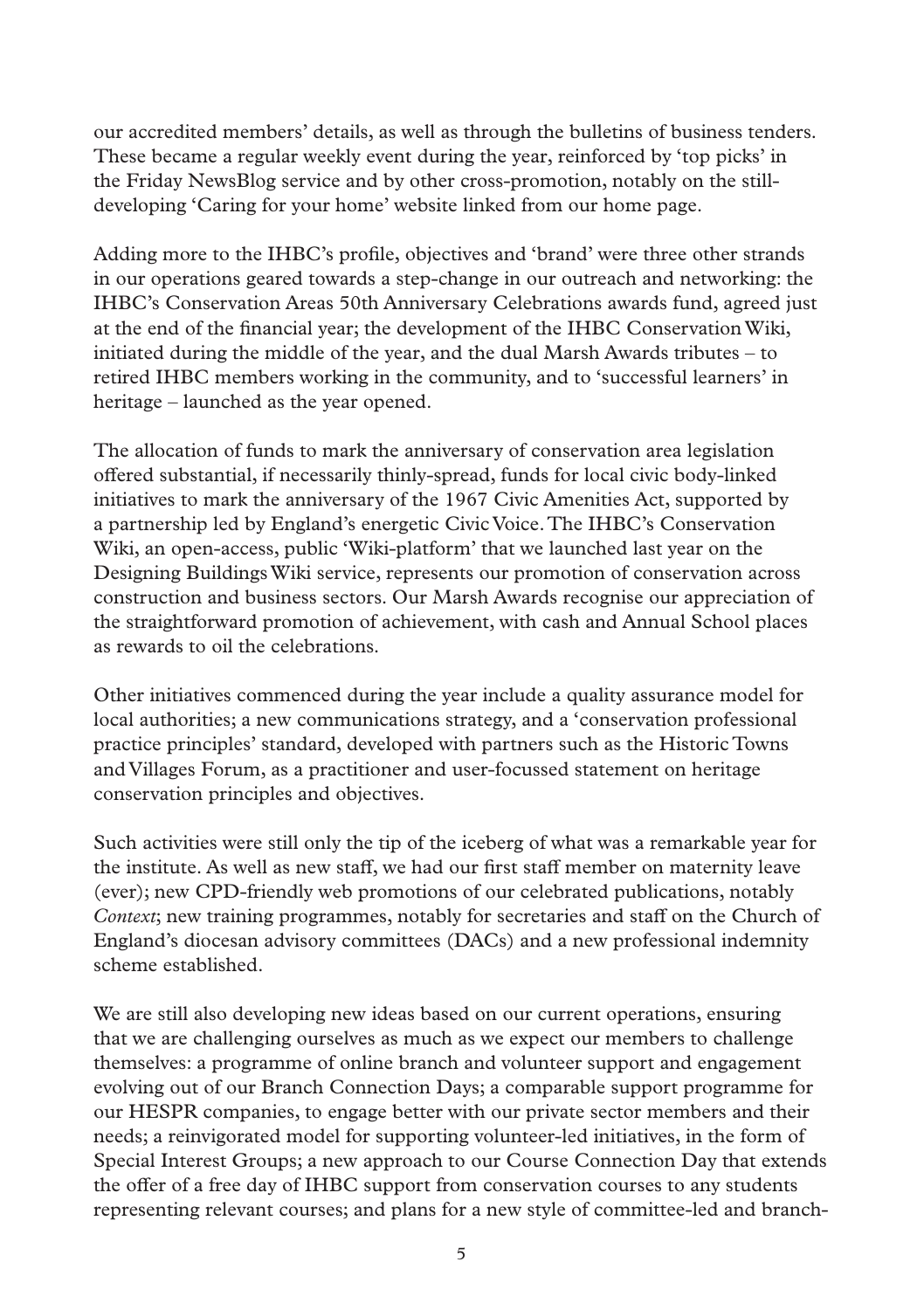our accredited members' details, as well as through the bulletins of business tenders. These became a regular weekly event during the year, reinforced by 'top picks' in the Friday NewsBlog service and by other cross-promotion, notably on the still-developing 'Caring for your home' website linked from our home page.

Adding more to the IHBC's profile, objectives and 'brand' were three other strands in our operations geared towards a step-change in our outreach and networking: the IHBC's Conservation Areas 50th Anniversary Celebrations awards fund, agreed just at the end of the financial year; the development of the IHBC Conservation Wiki, initiated during the middle of the year, and the dual Marsh Awards tributes – to retired IHBC members working in the community, and to 'successful learners' in heritage – launched as the year opened.

The allocation of funds to mark the anniversary of conservation area legislation offered substantial, if necessarily thinly-spread, funds for local civic body-linked initiatives to mark the anniversary of the 1967 Civic Amenities Act, supported by a partnership led by England's energetic Civic Voice. The IHBC's Conservation Wiki, an open-access, public 'Wiki-platform' that we launched last year on the Designing Buildings Wiki service, represents our promotion of conservation across construction and business sectors. Our Marsh Awards recognise our appreciation of the straightforward promotion of achievement, with cash and Annual School places as rewards to oil the celebrations.

Other initiatives commenced during the year include a quality assurance model for local authorities; a new communications strategy, and a 'conservation professional practice principles' standard, developed with partners such as the Historic Towns and Villages Forum, as a practitioner and user-focussed statement on heritage conservation principles and objectives.

Such activities were still only the tip of the iceberg of what was a remarkable year for the institute. As well as new staff, we had our first staff member on maternity leave (ever); new CPD-friendly web promotions of our celebrated publications, notably *Context*; new training programmes, notably for secretaries and staff on the Church of England's diocesan advisory committees (DACs) and a new professional indemnity scheme established.

We are still also developing new ideas based on our current operations, ensuring that we are challenging ourselves as much as we expect our members to challenge themselves: a programme of online branch and volunteer support and engagement evolving out of our Branch Connection Days; a comparable support programme for our HESPR companies, to engage better with our private sector members and their needs; a reinvigorated model for supporting volunteer-led initiatives, in the form of Special Interest Groups; a new approach to our Course Connection Day that extends the offer of a free day of IHBC support from conservation courses to any students representing relevant courses; and plans for a new style of committee-led and branch-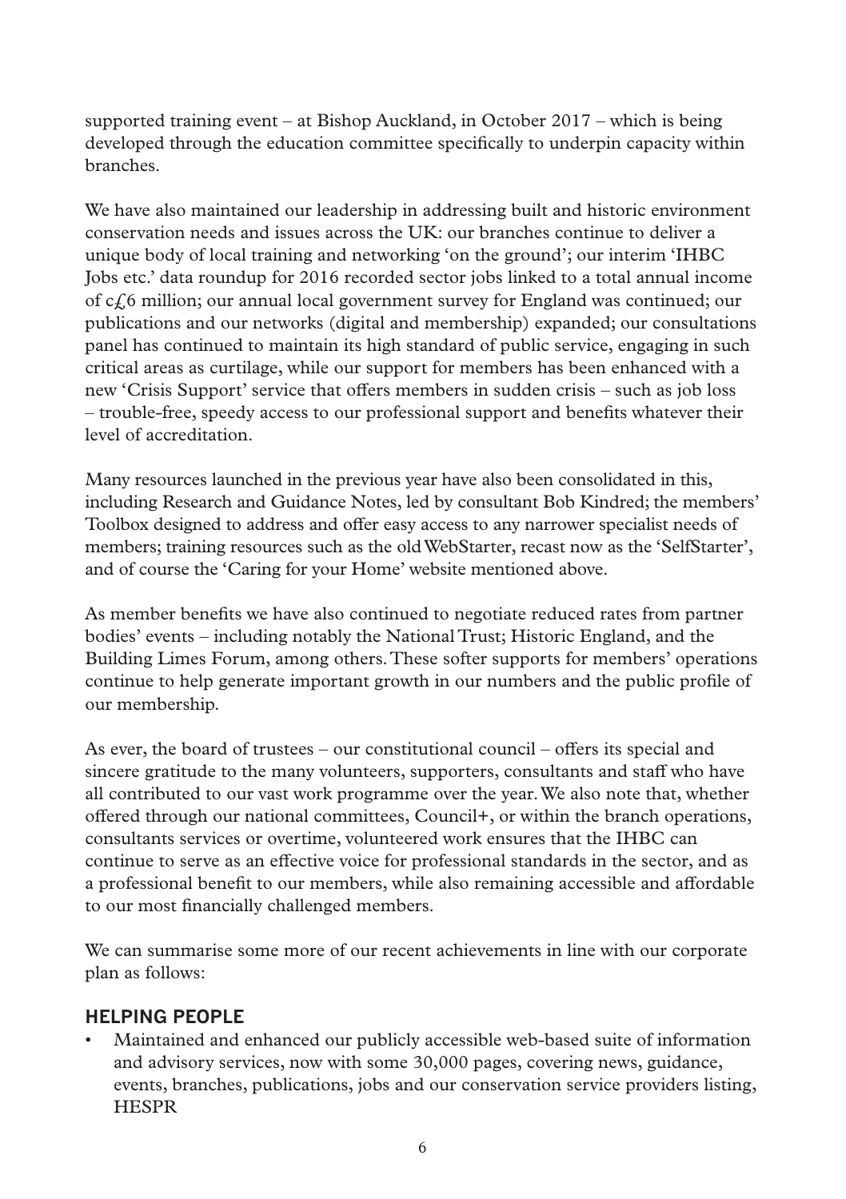supported training event – at Bishop Auckland, in October 2017 – which is being developed through the education committee specifically to underpin capacity within branches.

We have also maintained our leadership in addressing built and historic environment conservation needs and issues across the UK: our branches continue to deliver a unique body of local training and networking 'on the ground'; our interim 'IHBC Jobs etc.' data roundup for 2016 recorded sector jobs linked to a total annual income of c£6 million; our annual local government survey for England was continued; our publications and our networks (digital and membership) expanded; our consultations panel has continued to maintain its high standard of public service, engaging in such critical areas as curtilage, while our support for members has been enhanced with a new 'Crisis Support' service that offers members in sudden crisis – such as job loss – trouble-free, speedy access to our professional support and benefits whatever their level of accreditation.

Many resources launched in the previous year have also been consolidated in this, including Research and Guidance Notes, led by consultant Bob Kindred; the members' Toolbox designed to address and offer easy access to any narrower specialist needs of members; training resources such as the old WebStarter, recast now as the 'SelfStarter', and of course the 'Caring for your Home' website mentioned above.

As member benefits we have also continued to negotiate reduced rates from partner bodies' events – including notably the National Trust; Historic England, and the Building Limes Forum, among others. These softer supports for members' operations continue to help generate important growth in our numbers and the public profile of our membership.

As ever, the board of trustees – our constitutional council – offers its special and sincere gratitude to the many volunteers, supporters, consultants and staff who have all contributed to our vast work programme over the year. We also note that, whether offered through our national committees, Council+, or within the branch operations, consultants services or overtime, volunteered work ensures that the IHBC can continue to serve as an effective voice for professional standards in the sector, and as a professional benefit to our members, while also remaining accessible and affordable to our most financially challenged members.

We can summarise some more of our recent achievements in line with our corporate plan as follows:

## HELPING PEOPLE

- Maintained and enhanced our publicly accessible web-based suite of information and advisory services, now with some 30,000 pages, covering news, guidance, events, branches, publications, jobs and our conservation service providers listing, HESPR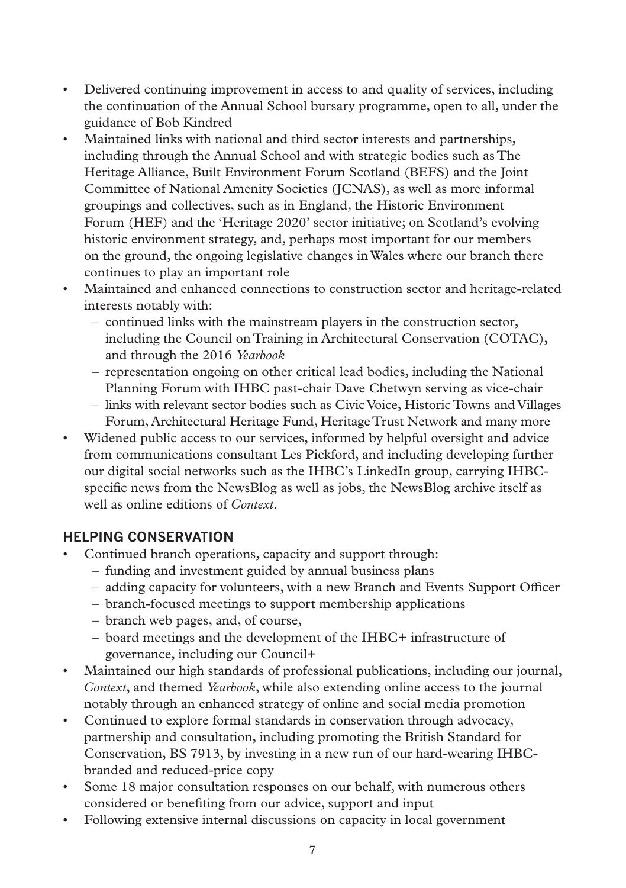- Delivered continuing improvement in access to and quality of services, including the continuation of the Annual School bursary programme, open to all, under the guidance of Bob Kindred
- Maintained links with national and third sector interests and partnerships, including through the Annual School and with strategic bodies such as The Heritage Alliance, Built Environment Forum Scotland (BEFS) and the Joint Committee of National Amenity Societies (JCNAS), as well as more informal groupings and collectives, such as in England, the Historic Environment Forum (HEF) and the 'Heritage 2020' sector initiative; on Scotland's evolving historic environment strategy, and, perhaps most important for our members on the ground, the ongoing legislative changes in Wales where our branch there continues to play an important role
- Maintained and enhanced connections to construction sector and heritage-related interests notably with:
  - continued links with the mainstream players in the construction sector, including the Council on Training in Architectural Conservation (COTAC), and through the 2016 *Yearbook*
  - representation ongoing on other critical lead bodies, including the National Planning Forum with IHBC past-chair Dave Chetwyn serving as vice-chair
  - links with relevant sector bodies such as Civic Voice, Historic Towns and Villages Forum, Architectural Heritage Fund, Heritage Trust Network and many more
- Widened public access to our services, informed by helpful oversight and advice from communications consultant Les Pickford, and including developing further our digital social networks such as the IHBC's LinkedIn group, carrying IHBC-specific news from the NewsBlog as well as jobs, the NewsBlog archive itself as well as online editions of *Context*.

## HELPING CONSERVATION

- Continued branch operations, capacity and support through:
  - funding and investment guided by annual business plans
  - adding capacity for volunteers, with a new Branch and Events Support Officer
  - branch-focused meetings to support membership applications
  - branch web pages, and, of course,
  - board meetings and the development of the IHBC+ infrastructure of governance, including our Council+
- Maintained our high standards of professional publications, including our journal, *Context*, and themed *Yearbook*, while also extending online access to the journal notably through an enhanced strategy of online and social media promotion
- Continued to explore formal standards in conservation through advocacy, partnership and consultation, including promoting the British Standard for Conservation, BS 7913, by investing in a new run of our hard-wearing IHBC-branded and reduced-price copy
- Some 18 major consultation responses on our behalf, with numerous others considered or benefiting from our advice, support and input
- Following extensive internal discussions on capacity in local government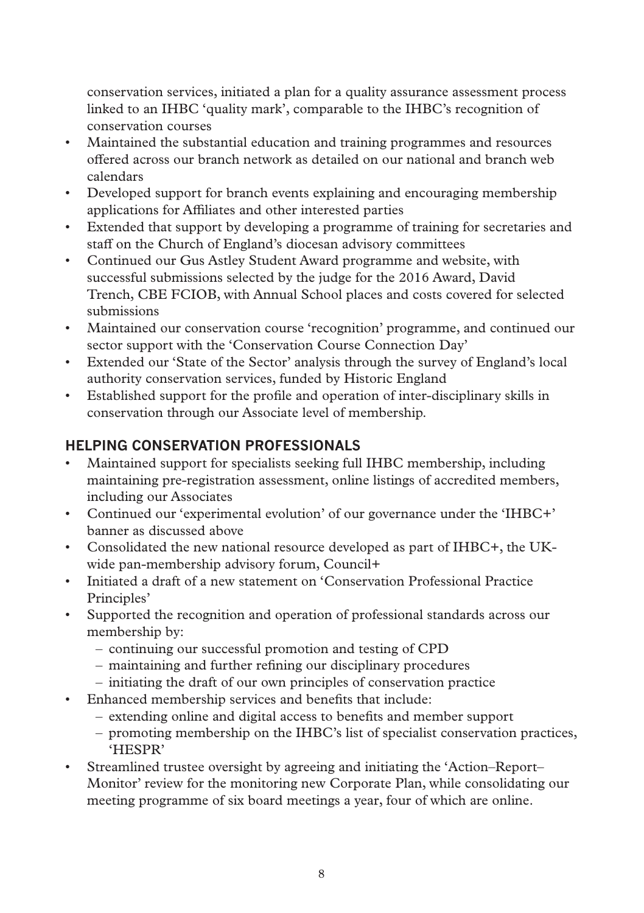conservation services, initiated a plan for a quality assurance assessment process linked to an IHBC 'quality mark', comparable to the IHBC's recognition of conservation courses

- Maintained the substantial education and training programmes and resources offered across our branch network as detailed on our national and branch web calendars
- Developed support for branch events explaining and encouraging membership applications for Affiliates and other interested parties
- Extended that support by developing a programme of training for secretaries and staff on the Church of England's diocesan advisory committees
- Continued our Gus Astley Student Award programme and website, with successful submissions selected by the judge for the 2016 Award, David Trench, CBE FCIOB, with Annual School places and costs covered for selected submissions
- Maintained our conservation course 'recognition' programme, and continued our sector support with the 'Conservation Course Connection Day'
- Extended our 'State of the Sector' analysis through the survey of England's local authority conservation services, funded by Historic England
- Established support for the profile and operation of inter-disciplinary skills in conservation through our Associate level of membership.

## HELPING CONSERVATION PROFESSIONALS

- Maintained support for specialists seeking full IHBC membership, including maintaining pre-registration assessment, online listings of accredited members, including our Associates
- Continued our 'experimental evolution' of our governance under the 'IHBC+' banner as discussed above
- Consolidated the new national resource developed as part of IHBC+, the UK-wide pan-membership advisory forum, Council+
- Initiated a draft of a new statement on 'Conservation Professional Practice Principles'
- Supported the recognition and operation of professional standards across our membership by:
  - continuing our successful promotion and testing of CPD
  - maintaining and further refining our disciplinary procedures
  - initiating the draft of our own principles of conservation practice
- Enhanced membership services and benefits that include:
  - extending online and digital access to benefits and member support
  - promoting membership on the IHBC's list of specialist conservation practices, 'HESPR'
- Streamlined trustee oversight by agreeing and initiating the 'Action–Report–Monitor' review for the monitoring new Corporate Plan, while consolidating our meeting programme of six board meetings a year, four of which are online.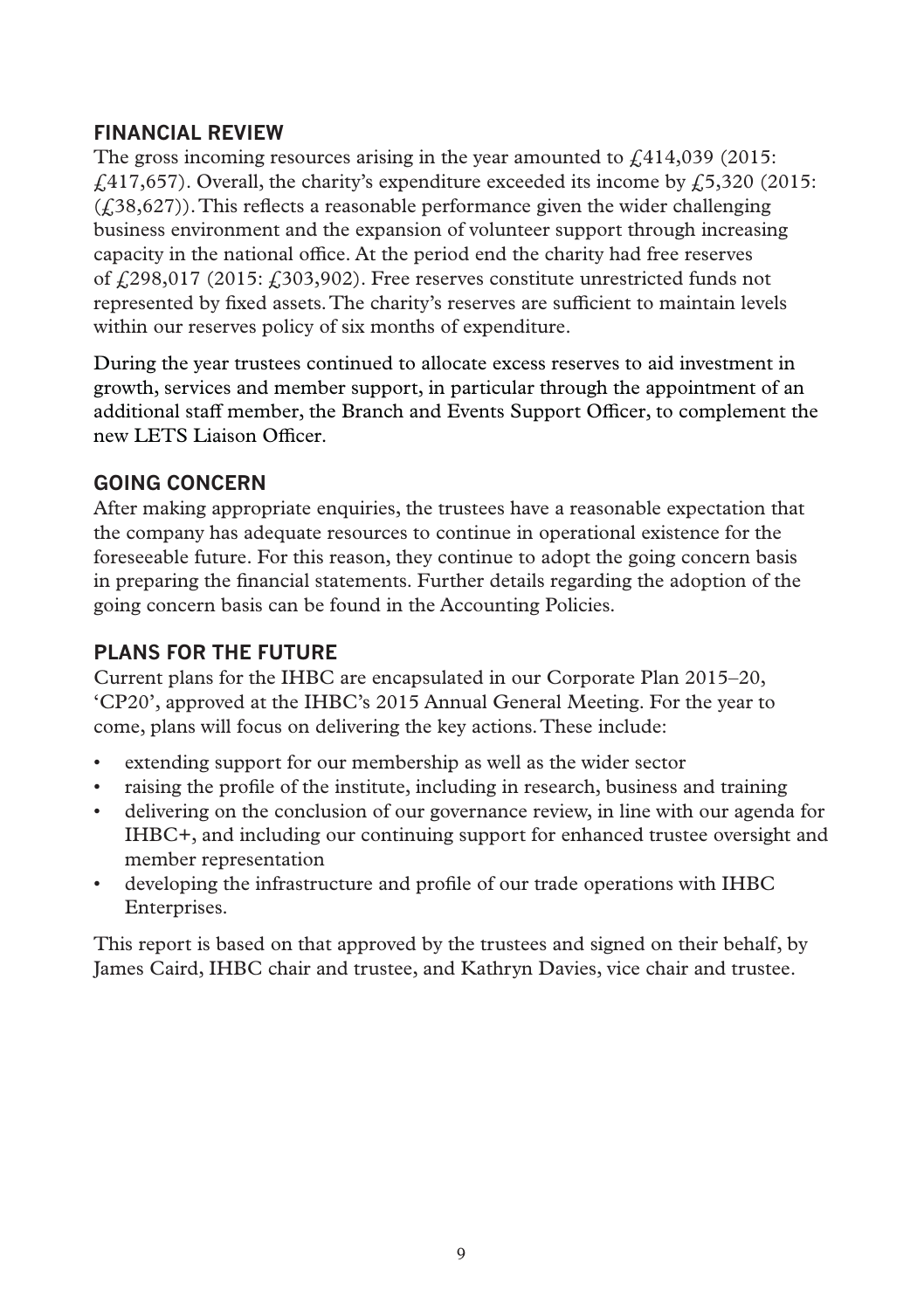## FINANCIAL REVIEW

The gross incoming resources arising in the year amounted to £414,039 (2015: £417,657). Overall, the charity's expenditure exceeded its income by £5,320 (2015: (£38,627)). This reflects a reasonable performance given the wider challenging business environment and the expansion of volunteer support through increasing capacity in the national office. At the period end the charity had free reserves of £298,017 (2015: £303,902). Free reserves constitute unrestricted funds not represented by fixed assets. The charity's reserves are sufficient to maintain levels within our reserves policy of six months of expenditure.

During the year trustees continued to allocate excess reserves to aid investment in growth, services and member support, in particular through the appointment of an additional staff member, the Branch and Events Support Officer, to complement the new LETS Liaison Officer.

## GOING CONCERN

After making appropriate enquiries, the trustees have a reasonable expectation that the company has adequate resources to continue in operational existence for the foreseeable future. For this reason, they continue to adopt the going concern basis in preparing the financial statements. Further details regarding the adoption of the going concern basis can be found in the Accounting Policies.

## PLANS FOR THE FUTURE

Current plans for the IHBC are encapsulated in our Corporate Plan 2015–20, 'CP20', approved at the IHBC's 2015 Annual General Meeting. For the year to come, plans will focus on delivering the key actions. These include:

- extending support for our membership as well as the wider sector
- raising the profile of the institute, including in research, business and training
- delivering on the conclusion of our governance review, in line with our agenda for IHBC+, and including our continuing support for enhanced trustee oversight and member representation
- developing the infrastructure and profile of our trade operations with IHBC Enterprises.

This report is based on that approved by the trustees and signed on their behalf, by James Caird, IHBC chair and trustee, and Kathryn Davies, vice chair and trustee.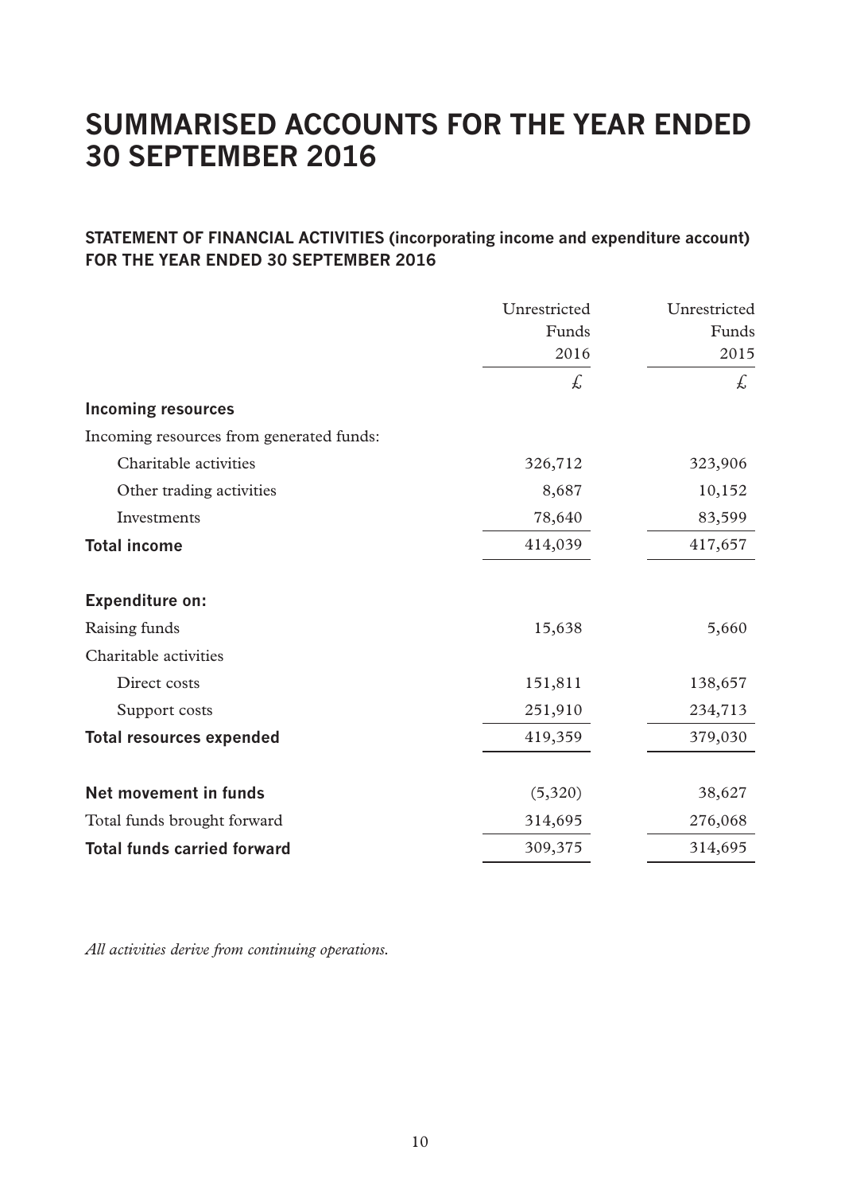# SUMMARISED ACCOUNTS FOR THE YEAR ENDED 30 SEPTEMBER 2016

## STATEMENT OF FINANCIAL ACTIVITIES (incorporating income and expenditure account) FOR THE YEAR ENDED 30 SEPTEMBER 2016

| | Unrestricted Funds 2016 | Unrestricted Funds 2015 |
|---|---|---|
| | £ | £ |
| **Incoming resources** | | |
| Incoming resources from generated funds: | | |
| Charitable activities | 326,712 | 323,906 |
| Other trading activities | 8,687 | 10,152 |
| Investments | 78,640 | 83,599 |
| **Total income** | 414,039 | 417,657 |
| **Expenditure on:** | | |
| Raising funds | 15,638 | 5,660 |
| Charitable activities | | |
| Direct costs | 151,811 | 138,657 |
| Support costs | 251,910 | 234,713 |
| **Total resources expended** | 419,359 | 379,030 |
| **Net movement in funds** | (5,320) | 38,627 |
| Total funds brought forward | 314,695 | 276,068 |
| **Total funds carried forward** | 309,375 | 314,695 |

*All activities derive from continuing operations.*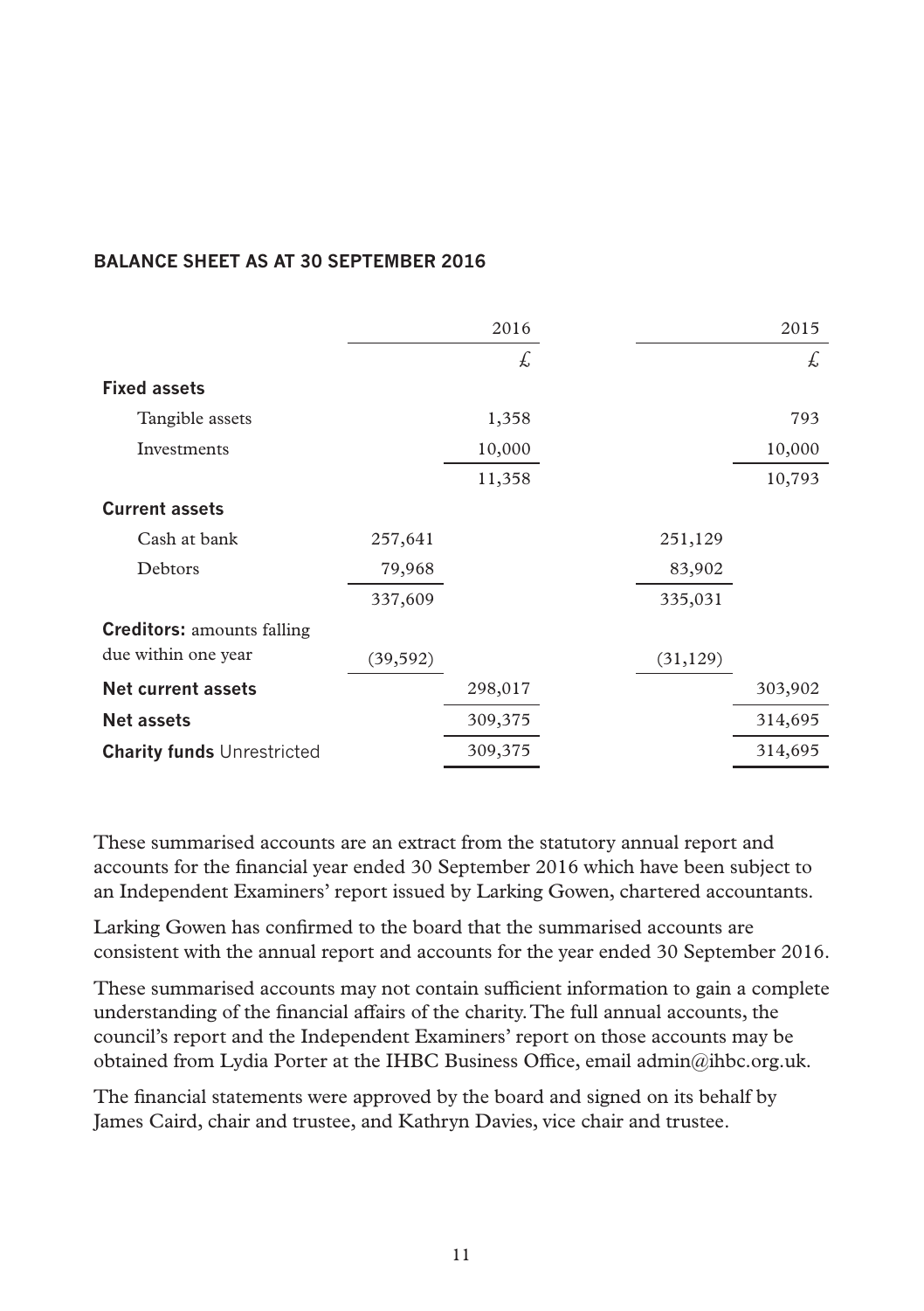## BALANCE SHEET AS AT 30 SEPTEMBER 2016

| | | 2016 | | 2015 |
|---|---|---|---|---|
| | | £ | | £ |
| **Fixed assets** | | | | |
| Tangible assets | | 1,358 | | 793 |
| Investments | | 10,000 | | 10,000 |
| | | 11,358 | | 10,793 |
| **Current assets** | | | | |
| Cash at bank | 257,641 | | 251,129 | |
| Debtors | 79,968 | | 83,902 | |
| | 337,609 | | 335,031 | |
| **Creditors:** amounts falling due within one year | (39,592) | | (31,129) | |
| **Net current assets** | | 298,017 | | 303,902 |
| **Net assets** | | 309,375 | | 314,695 |
| **Charity funds** Unrestricted | | 309,375 | | 314,695 |

These summarised accounts are an extract from the statutory annual report and accounts for the financial year ended 30 September 2016 which have been subject to an Independent Examiners' report issued by Larking Gowen, chartered accountants.

Larking Gowen has confirmed to the board that the summarised accounts are consistent with the annual report and accounts for the year ended 30 September 2016.

These summarised accounts may not contain sufficient information to gain a complete understanding of the financial affairs of the charity. The full annual accounts, the council's report and the Independent Examiners' report on those accounts may be obtained from Lydia Porter at the IHBC Business Office, email admin@ihbc.org.uk.

The financial statements were approved by the board and signed on its behalf by James Caird, chair and trustee, and Kathryn Davies, vice chair and trustee.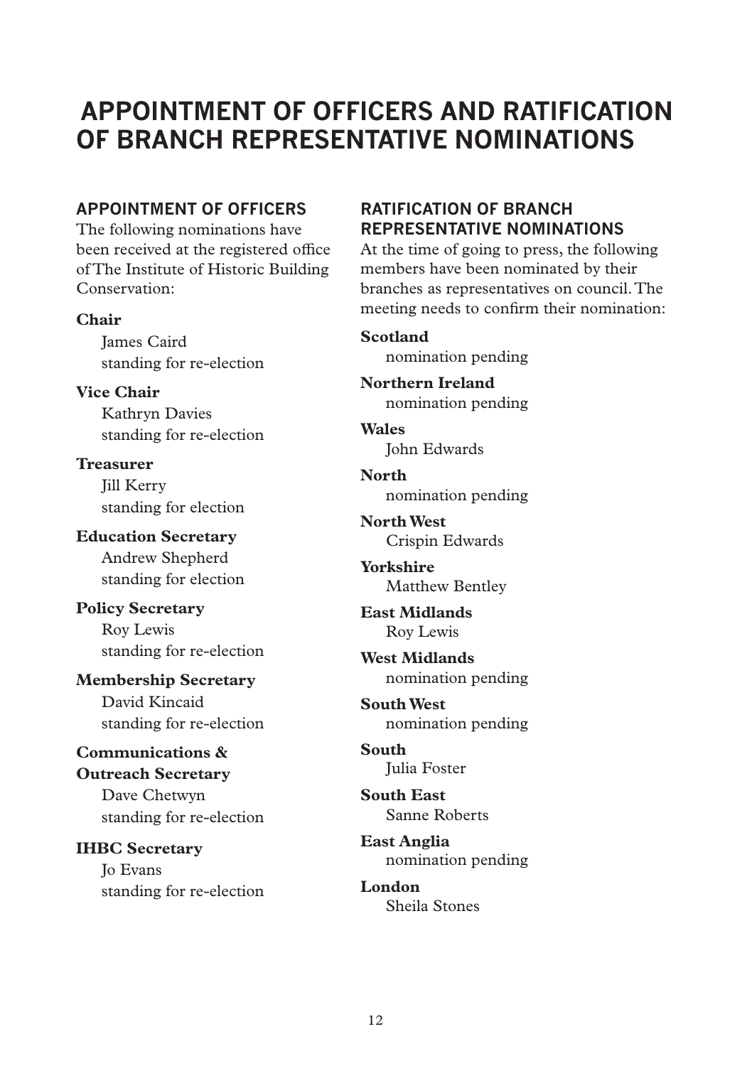# APPOINTMENT OF OFFICERS AND RATIFICATION OF BRANCH REPRESENTATIVE NOMINATIONS

## APPOINTMENT OF OFFICERS

The following nominations have been received at the registered office of The Institute of Historic Building Conservation:

**Chair**
James Caird
standing for re-election

**Vice Chair**
Kathryn Davies
standing for re-election

**Treasurer**
Jill Kerry
standing for election

**Education Secretary**
Andrew Shepherd
standing for election

**Policy Secretary**
Roy Lewis
standing for re-election

**Membership Secretary**
David Kincaid
standing for re-election

**Communications & Outreach Secretary**
Dave Chetwyn
standing for re-election

**IHBC Secretary**
Jo Evans
standing for re-election

## RATIFICATION OF BRANCH REPRESENTATIVE NOMINATIONS

At the time of going to press, the following members have been nominated by their branches as representatives on council. The meeting needs to confirm their nomination:

**Scotland**
nomination pending

**Northern Ireland**
nomination pending

**Wales**
John Edwards

**North**
nomination pending

**North West**
Crispin Edwards

**Yorkshire**
Matthew Bentley

**East Midlands**
Roy Lewis

**West Midlands**
nomination pending

**South West**
nomination pending

**South**
Julia Foster

**South East**
Sanne Roberts

**East Anglia**
nomination pending

**London**
Sheila Stones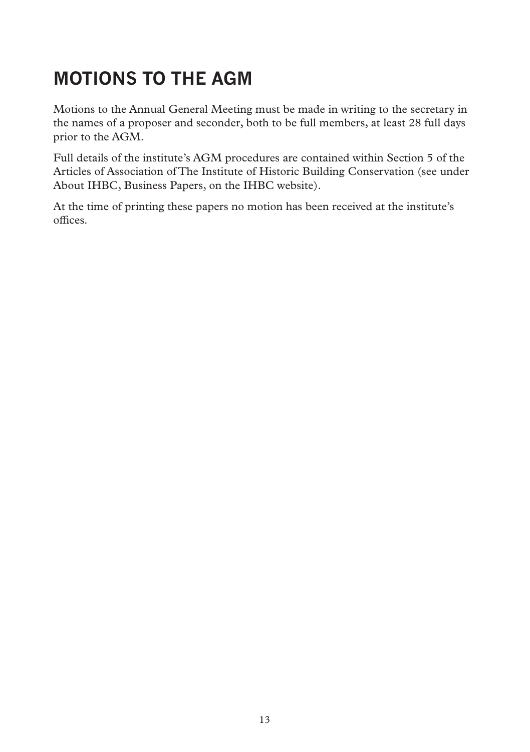# MOTIONS TO THE AGM

Motions to the Annual General Meeting must be made in writing to the secretary in the names of a proposer and seconder, both to be full members, at least 28 full days prior to the AGM.

Full details of the institute's AGM procedures are contained within Section 5 of the Articles of Association of The Institute of Historic Building Conservation (see under About IHBC, Business Papers, on the IHBC website).

At the time of printing these papers no motion has been received at the institute's offices.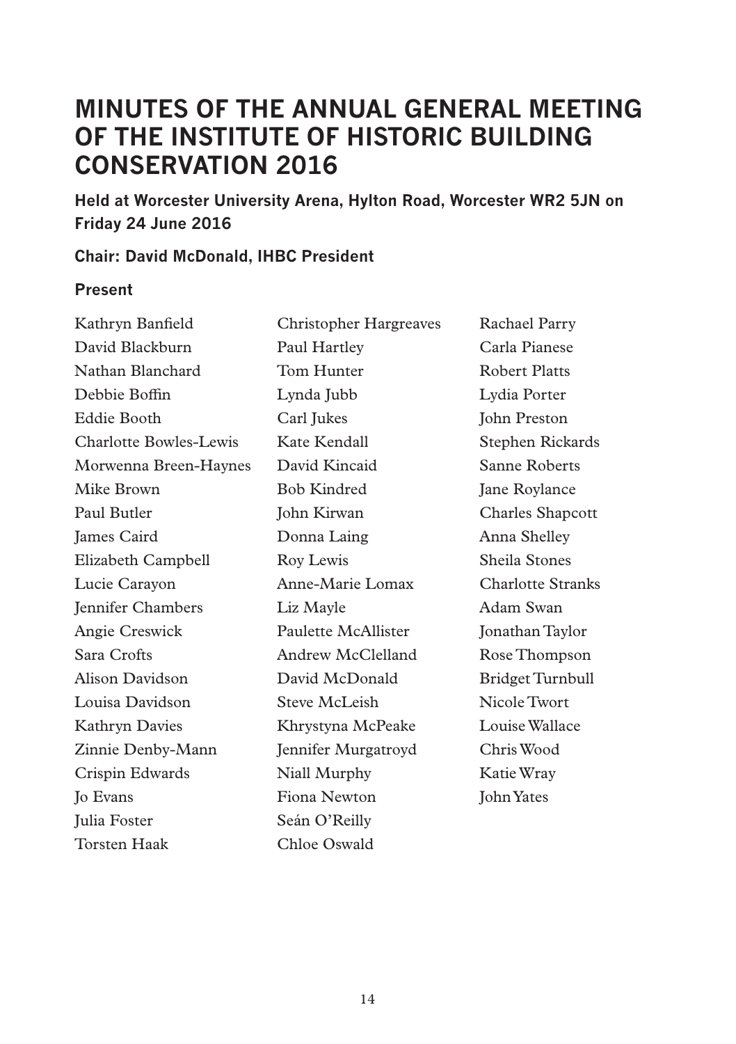# MINUTES OF THE ANNUAL GENERAL MEETING OF THE INSTITUTE OF HISTORIC BUILDING CONSERVATION 2016

**Held at Worcester University Arena, Hylton Road, Worcester WR2 5JN on Friday 24 June 2016**

**Chair: David McDonald, IHBC President**

**Present**

Kathryn Banfield
David Blackburn
Nathan Blanchard
Debbie Boffin
Eddie Booth
Charlotte Bowles-Lewis
Morwenna Breen-Haynes
Mike Brown
Paul Butler
James Caird
Elizabeth Campbell
Lucie Carayon
Jennifer Chambers
Angie Creswick
Sara Crofts
Alison Davidson
Louisa Davidson
Kathryn Davies
Zinnie Denby-Mann
Crispin Edwards
Jo Evans
Julia Foster
Torsten Haak
Christopher Hargreaves
Paul Hartley
Tom Hunter
Lynda Jubb
Carl Jukes
Kate Kendall
David Kincaid
Bob Kindred
John Kirwan
Donna Laing
Roy Lewis
Anne-Marie Lomax
Liz Mayle
Paulette McAllister
Andrew McClelland
David McDonald
Steve McLeish
Khrystyna McPeake
Jennifer Murgatroyd
Niall Murphy
Fiona Newton
Seán O'Reilly
Chloe Oswald
Rachael Parry
Carla Pianese
Robert Platts
Lydia Porter
John Preston
Stephen Rickards
Sanne Roberts
Jane Roylance
Charles Shapcott
Anna Shelley
Sheila Stones
Charlotte Stranks
Adam Swan
Jonathan Taylor
Rose Thompson
Bridget Turnbull
Nicole Twort
Louise Wallace
Chris Wood
Katie Wray
John Yates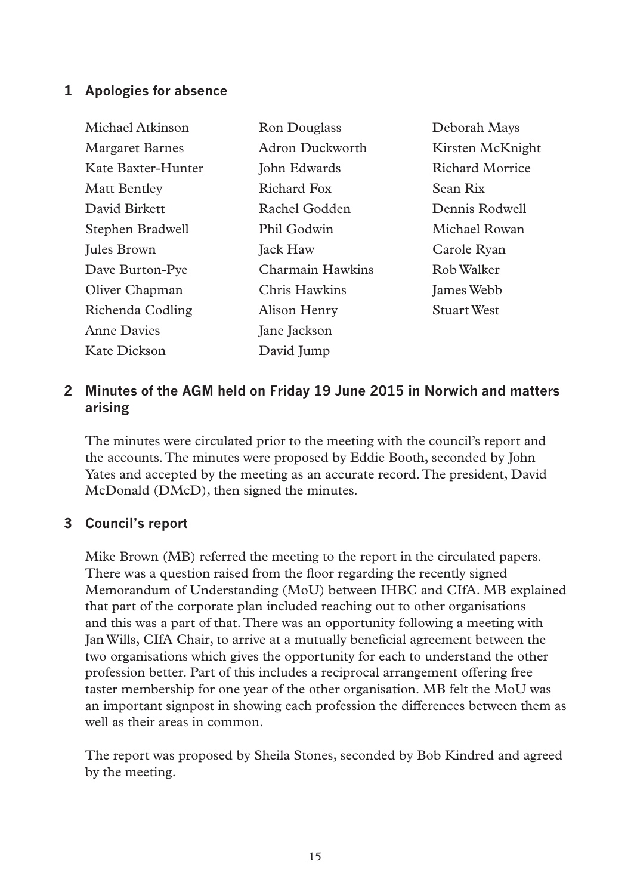## 1 Apologies for absence

Michael Atkinson
Margaret Barnes
Kate Baxter-Hunter
Matt Bentley
David Birkett
Stephen Bradwell
Jules Brown
Dave Burton-Pye
Oliver Chapman
Richenda Codling
Anne Davies
Kate Dickson
Ron Douglass
Adron Duckworth
John Edwards
Richard Fox
Rachel Godden
Phil Godwin
Jack Haw
Charmain Hawkins
Chris Hawkins
Alison Henry
Jane Jackson
David Jump
Deborah Mays
Kirsten McKnight
Richard Morrice
Sean Rix
Dennis Rodwell
Michael Rowan
Carole Ryan
Rob Walker
James Webb
Stuart West

## 2 Minutes of the AGM held on Friday 19 June 2015 in Norwich and matters arising

The minutes were circulated prior to the meeting with the council's report and the accounts. The minutes were proposed by Eddie Booth, seconded by John Yates and accepted by the meeting as an accurate record. The president, David McDonald (DMcD), then signed the minutes.

## 3 Council's report

Mike Brown (MB) referred the meeting to the report in the circulated papers. There was a question raised from the floor regarding the recently signed Memorandum of Understanding (MoU) between IHBC and CIfA. MB explained that part of the corporate plan included reaching out to other organisations and this was a part of that. There was an opportunity following a meeting with Jan Wills, CIfA Chair, to arrive at a mutually beneficial agreement between the two organisations which gives the opportunity for each to understand the other profession better. Part of this includes a reciprocal arrangement offering free taster membership for one year of the other organisation. MB felt the MoU was an important signpost in showing each profession the differences between them as well as their areas in common.

The report was proposed by Sheila Stones, seconded by Bob Kindred and agreed by the meeting.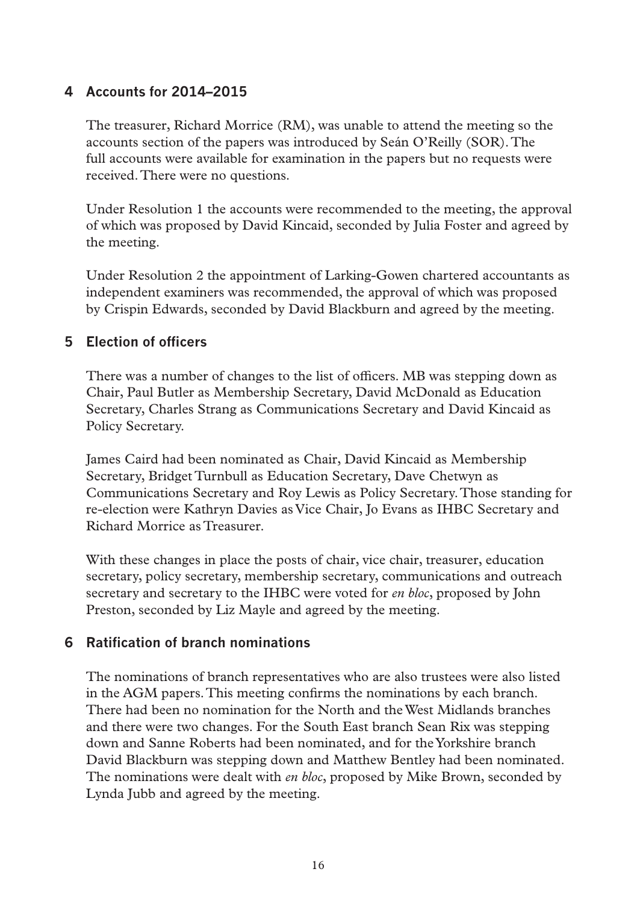## 4 Accounts for 2014–2015

The treasurer, Richard Morrice (RM), was unable to attend the meeting so the accounts section of the papers was introduced by Seán O'Reilly (SOR). The full accounts were available for examination in the papers but no requests were received. There were no questions.

Under Resolution 1 the accounts were recommended to the meeting, the approval of which was proposed by David Kincaid, seconded by Julia Foster and agreed by the meeting.

Under Resolution 2 the appointment of Larking-Gowen chartered accountants as independent examiners was recommended, the approval of which was proposed by Crispin Edwards, seconded by David Blackburn and agreed by the meeting.

## 5 Election of officers

There was a number of changes to the list of officers. MB was stepping down as Chair, Paul Butler as Membership Secretary, David McDonald as Education Secretary, Charles Strang as Communications Secretary and David Kincaid as Policy Secretary.

James Caird had been nominated as Chair, David Kincaid as Membership Secretary, Bridget Turnbull as Education Secretary, Dave Chetwyn as Communications Secretary and Roy Lewis as Policy Secretary. Those standing for re-election were Kathryn Davies as Vice Chair, Jo Evans as IHBC Secretary and Richard Morrice as Treasurer.

With these changes in place the posts of chair, vice chair, treasurer, education secretary, policy secretary, membership secretary, communications and outreach secretary and secretary to the IHBC were voted for *en bloc*, proposed by John Preston, seconded by Liz Mayle and agreed by the meeting.

## 6 Ratification of branch nominations

The nominations of branch representatives who are also trustees were also listed in the AGM papers. This meeting confirms the nominations by each branch. There had been no nomination for the North and the West Midlands branches and there were two changes. For the South East branch Sean Rix was stepping down and Sanne Roberts had been nominated, and for the Yorkshire branch David Blackburn was stepping down and Matthew Bentley had been nominated. The nominations were dealt with *en bloc*, proposed by Mike Brown, seconded by Lynda Jubb and agreed by the meeting.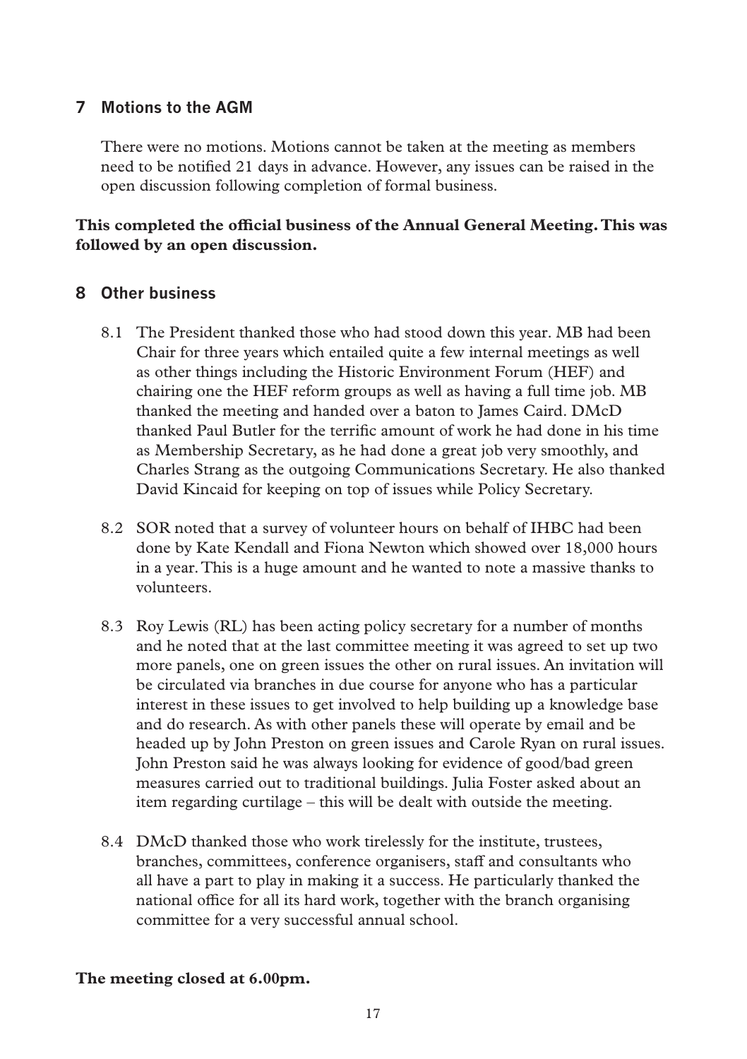## 7 Motions to the AGM

There were no motions. Motions cannot be taken at the meeting as members need to be notified 21 days in advance. However, any issues can be raised in the open discussion following completion of formal business.

**This completed the official business of the Annual General Meeting. This was followed by an open discussion.**

## 8 Other business

8.1 The President thanked those who had stood down this year. MB had been Chair for three years which entailed quite a few internal meetings as well as other things including the Historic Environment Forum (HEF) and chairing one the HEF reform groups as well as having a full time job. MB thanked the meeting and handed over a baton to James Caird. DMcD thanked Paul Butler for the terrific amount of work he had done in his time as Membership Secretary, as he had done a great job very smoothly, and Charles Strang as the outgoing Communications Secretary. He also thanked David Kincaid for keeping on top of issues while Policy Secretary.

8.2 SOR noted that a survey of volunteer hours on behalf of IHBC had been done by Kate Kendall and Fiona Newton which showed over 18,000 hours in a year. This is a huge amount and he wanted to note a massive thanks to volunteers.

8.3 Roy Lewis (RL) has been acting policy secretary for a number of months and he noted that at the last committee meeting it was agreed to set up two more panels, one on green issues the other on rural issues. An invitation will be circulated via branches in due course for anyone who has a particular interest in these issues to get involved to help building up a knowledge base and do research. As with other panels these will operate by email and be headed up by John Preston on green issues and Carole Ryan on rural issues. John Preston said he was always looking for evidence of good/bad green measures carried out to traditional buildings. Julia Foster asked about an item regarding curtilage – this will be dealt with outside the meeting.

8.4 DMcD thanked those who work tirelessly for the institute, trustees, branches, committees, conference organisers, staff and consultants who all have a part to play in making it a success. He particularly thanked the national office for all its hard work, together with the branch organising committee for a very successful annual school.

**The meeting closed at 6.00pm.**